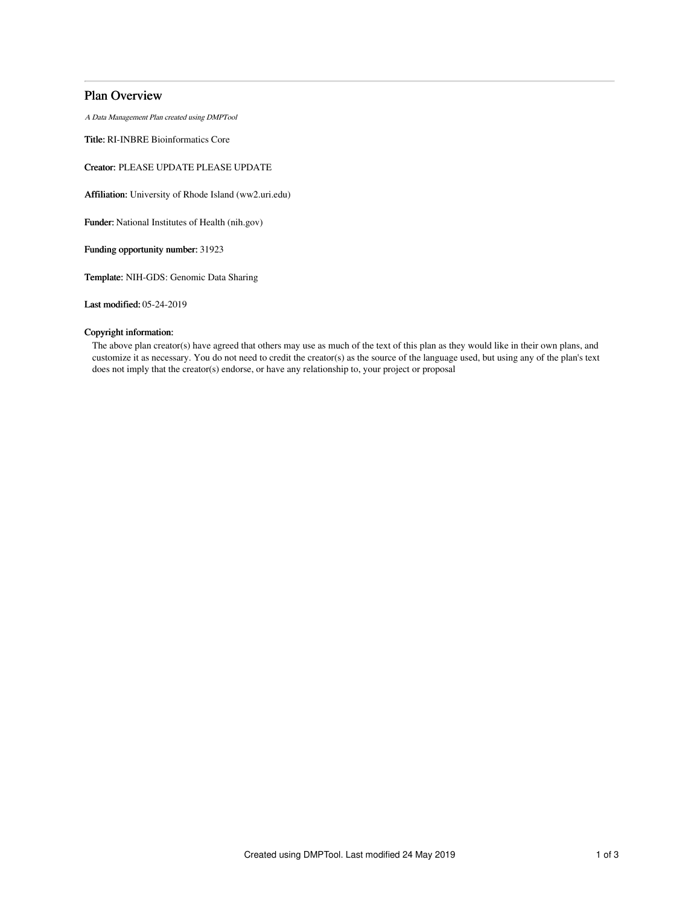# Plan Overview

*A Data Management Plan created using DMPTool*

**Title:** RI-INBRE Bioinformatics Core

**Creator:** PLEASE UPDATE PLEASE UPDATE

**Affiliation:** University of Rhode Island (ww2.uri.edu)

**Funder:** National Institutes of Health (nih.gov)

**Funding opportunity number:** 31923

**Template:** NIH-GDS: Genomic Data Sharing

**Last modified:** 05-24-2019

**Copyright information:**

The above plan creator(s) have agreed that others may use as much of the text of this plan as they would like in their own plans, and customize it as necessary. You do not need to credit the creator(s) as the source of the language used, but using any of the plan's text does not imply that the creator(s) endorse, or have any relationship to, your project or proposal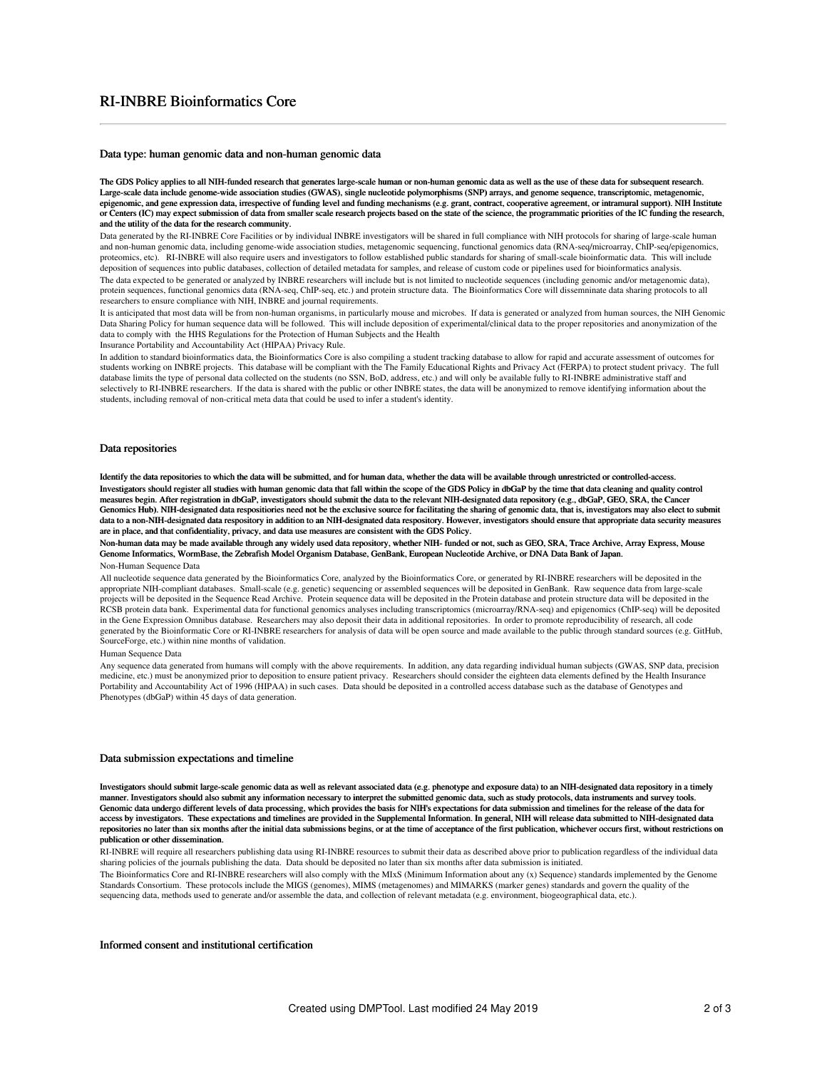# RI-INBRE Bioinformatics Core

## Data type: human genomic data and non-human genomic data

**The GDS Policy applies to all NIH-funded research that generates large-scale human or non-human genomic data as well as the use of these data for subsequent research. Large-scale data include genome-wide association studies (GWAS), single nucleotide polymorphisms (SNP) arrays, and genome sequence, transcriptomic, metagenomic, epigenomic, and gene expression data, irrespective of funding level and funding mechanisms (e.g. grant, contract, cooperative agreement, or intramural support). NIH Institute or Centers (IC) may expect submission of data from smaller scale research projects based on the state of the science, the programmatic priorities of the IC funding the research, and the utility of the data for the research community.**

Data generated by the RI-INBRE Core Facilities or by individual INBRE investigators will be shared in full compliance with NIH protocols for sharing of large-scale human and non-human genomic data, including genome-wide association studies, metagenomic sequencing, functional genomics data (RNA-seq/microarray, ChIP-seq/epigenomics, proteomics, etc). RI-INBRE will also require users and investigators to follow established public standards for sharing of small-scale bioinformatic data. This will include deposition of sequences into public databases, collection of detailed metadata for samples, and release of custom code or pipelines used for bioinformatics analysis.

The data expected to be generated or analyzed by INBRE researchers will include but is not limited to nucleotide sequences (including genomic and/or metagenomic data), protein sequences, functional genomics data (RNA-seq, ChIP-seq, etc.) and protein structure data. The Bioinformatics Core will dissemninate data sharing protocols to all researchers to ensure compliance with NIH, INBRE and journal requirements.

It is anticipated that most data will be from non-human organisms, in particularly mouse and microbes. If data is generated or analyzed from human sources, the NIH Genomic Data Sharing Policy for human sequence data will be followed. This will include deposition of experimental/clinical data to the proper repositories and anonymization of the data to comply with the HHS Regulations for the Protection of Human Subjects and the Health Insurance Portability and Accountability Act (HIPAA) Privacy Rule.

In addition to standard bioinformatics data, the Bioinformatics Core is also compiling a student tracking database to allow for rapid and accurate assessment of outcomes for students working on INBRE projects. This database will be compliant with the The Family Educational Rights and Privacy Act (FERPA) to protect student privacy. The full database limits the type of personal data collected on the students (no SSN, BoD, address, etc.) and will only be available fully to RI-INBRE administrative staff and selectively to RI-INBRE researchers. If the data is shared with the public or other INBRE states, the data will be anonymized to remove identifying information about the students, including removal of non-critical meta data that could be used to infer a student's identity.

## Data repositories

**Identify the data repositories to which the data will be submitted, and for human data, whether the data will be available through unrestricted or controlled-access. Investigators should register all studies with human genomic data that fall within the scope of the GDS Policy in dbGaP by the time that data cleaning and quality control measures begin. After registration in dbGaP, investigators should submit the data to the relevant NIH-designated data repository (e.g., dbGaP, GEO, SRA, the Cancer Genomics Hub). NIH-designated data respositiories need not be the exclusive source for facilitating the sharing of genomic data, that is, investigators may also elect to submit data to a non-NIH-designated data respository in addition to an NIH-designated data respository. However, investigators should ensure that appropriate data security measures are in place, and that confidentiality, privacy, and data use measures are consistent with the GDS Policy.**

**Non-human data may be made available through any widely used data repository, whether NIH- funded or not, such as GEO, SRA, Trace Archive, Array Express, Mouse Genome Informatics, WormBase, the Zebrafish Model Organism Database, GenBank, European Nucleotide Archive, or DNA Data Bank of Japan.**

Non-Human Sequence Data

All nucleotide sequence data generated by the Bioinformatics Core, analyzed by the Bioinformatics Core, or generated by RI-INBRE researchers will be deposited in the appropriate NIH-compliant databases. Small-scale (e.g. genetic) sequencing or assembled sequences will be deposited in GenBank. Raw sequence data from large-scale projects will be deposited in the Sequence Read Archive. Protein sequence data will be deposited in the Protein database and protein structure data will be deposited in the RCSB protein data bank. Experimental data for functional genomics analyses including transcriptomics (microarray/RNA-seq) and epigenomics (ChIP-seq) will be deposited in the Gene Expression Omnibus database. Researchers may also deposit their data in additional repositories. In order to promote reproducibility of research, all code generated by the Bioinformatic Core or RI-INBRE researchers for analysis of data will be open source and made available to the public through standard sources (e.g. GitHub, SourceForge, etc.) within nine months of validation.

Human Sequence Data

Any sequence data generated from humans will comply with the above requirements. In addition, any data regarding individual human subjects (GWAS, SNP data, precision medicine, etc.) must be anonymized prior to deposition to ensure patient privacy. Researchers should consider the eighteen data elements defined by the Health Insurance Portability and Accountability Act of 1996 (HIPAA) in such cases. Data should be deposited in a controlled access database such as the database of Genotypes and Phenotypes (dbGaP) within 45 days of data generation.

## Data submission expectations and timeline

**Investigators should submit large-scale genomic data as well as relevant associated data (e.g. phenotype and exposure data) to an NIH-designated data repository in a timely manner. Investigators should also submit any information necessary to interpret the submitted genomic data, such as study protocols, data instruments and survey tools. Genomic data undergo different levels of data processing, which provides the basis for NIH's expectations for data submission and timelines for the release of the data for access by investigators. These expectations and timelines are provided in the Supplemental Information. In general, NIH will release data submitted to NIH-designated data repositories no later than six months after the initial data submissions begins, or at the time of acceptance of the first publication, whichever occurs first, without restrictions on publication or other dissemination.**

RI-INBRE will require all researchers publishing data using RI-INBRE resources to submit their data as described above prior to publication regardless of the individual data sharing policies of the journals publishing the data. Data should be deposited no later than six months after data submission is initiated.

The Bioinformatics Core and RI-INBRE researchers will also comply with the MIxS (Minimum Information about any (x) Sequence) standards implemented by the Genome Standards Consortium. These protocols include the MIGS (genomes), MIMS (metagenomes) and MIMARKS (marker genes) standards and govern the quality of the sequencing data, methods used to generate and/or assemble the data, and collection of relevant metadata (e.g. environment, biogeographical data, etc.).

## Informed consent and institutional certification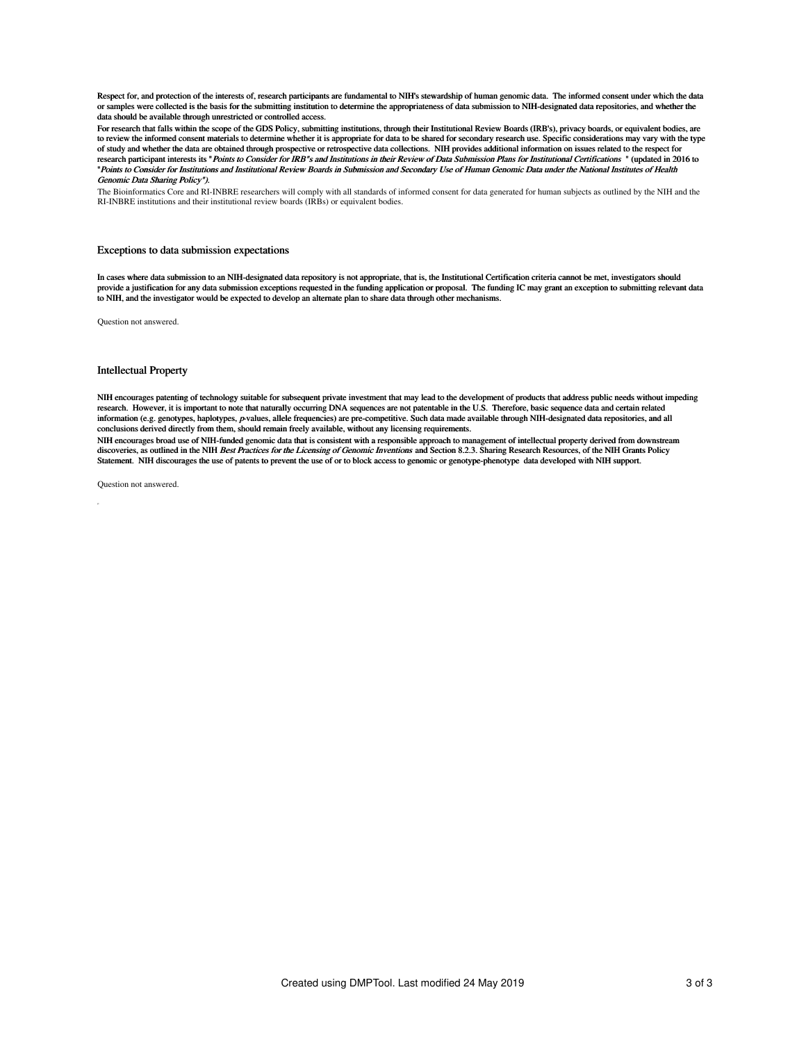**Respect for, and protection of the interests of, research participants are fundamental to NIH's stewardship of human genomic data. The informed consent under which the data or samples were collected is the basis for the submitting institution to determine the appropriateness of data submission to NIH-designated data repositories, and whether the data should be available through unrestricted or controlled access.**

**For research that falls within the scope of the GDS Policy, submitting institutions, through their Institutional Review Boards (IRB's), privacy boards, or equivalent bodies, are to review the informed consent materials to determine whether it is appropriate for data to be shared for secondary research use. Specific considerations may vary with the type of study and whether the data are obtained through prospective or retrospective data collections. NIH provides additional information on issues related to the respect for research participant interests its "*Points to Consider for IRB"s and Institutions in their Review of Data Submission Plans for Institutional Certifications* " (updated in 2016 to "*Points to Consider for Institutions and Institutional Review Boards in Submission and Secondary Use of Human Genomic Data under the National Institutes of Health Genomic Data Sharing Policy"*).**

The Bioinformatics Core and RI-INBRE researchers will comply with all standards of informed consent for data generated for human subjects as outlined by the NIH and the RI-INBRE institutions and their institutional review boards (IRBs) or equivalent bodies.

## Exceptions to data submission expectations

**In cases where data submission to an NIH-designated data repository is not appropriate, that is, the Institutional Certification criteria cannot be met, investigators should provide a justification for any data submission exceptions requested in the funding application or proposal. The funding IC may grant an exception to submitting relevant data to NIH, and the investigator would be expected to develop an alternate plan to share data through other mechanisms.**

Question not answered.

## Intellectual Property

**NIH encourages patenting of technology suitable for subsequent private investment that may lead to the development of products that address public needs without impeding research. However, it is important to note that naturally occurring DNA sequences are not patentable in the U.S. Therefore, basic sequence data and certain related information (e.g. genotypes, haplotypes, *p*-values, allele frequencies) are pre-competitive. Such data made available through NIH-designated data repositories, and all conclusions derived directly from them, should remain freely available, without any licensing requirements.**

**NIH encourages broad use of NIH-funded genomic data that is consistent with a responsible approach to management of intellectual property derived from downstream discoveries, as outlined in the NIH *Best Practices for the Licensing of Genomic Inventions* and Section 8.2.3. Sharing Research Resources, of the NIH Grants Policy Statement. NIH discourages the use of patents to prevent the use of or to block access to genomic or genotype-phenotype data developed with NIH support.**

Question not answered.

Created using DMPTool. Last modified 24 May 2019